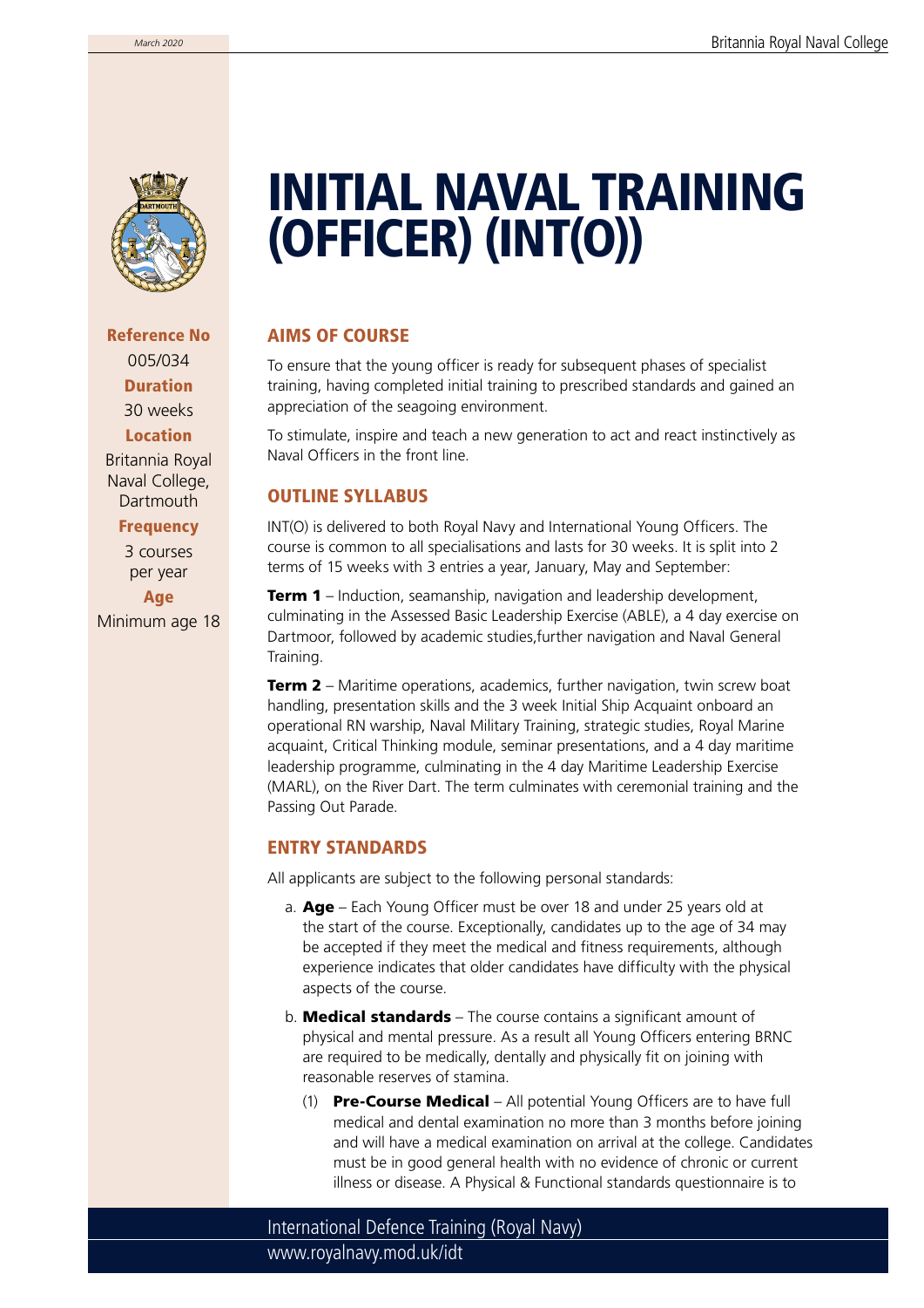# INITIAL NAVAL TRAINING (OFFICER) (INT(O))

**Reference No**
005/034

**Duration**
30 weeks

**Location**
Britannia Royal Naval College, Dartmouth

**Frequency**
3 courses per year

**Age**
Minimum age 18

## AIMS OF COURSE

To ensure that the young officer is ready for subsequent phases of specialist training, having completed initial training to prescribed standards and gained an appreciation of the seagoing environment.

To stimulate, inspire and teach a new generation to act and react instinctively as Naval Officers in the front line.

## OUTLINE SYLLABUS

INT(O) is delivered to both Royal Navy and International Young Officers. The course is common to all specialisations and lasts for 30 weeks. It is split into 2 terms of 15 weeks with 3 entries a year, January, May and September:

**Term 1** – Induction, seamanship, navigation and leadership development, culminating in the Assessed Basic Leadership Exercise (ABLE), a 4 day exercise on Dartmoor, followed by academic studies,further navigation and Naval General Training.

**Term 2** – Maritime operations, academics, further navigation, twin screw boat handling, presentation skills and the 3 week Initial Ship Acquaint onboard an operational RN warship, Naval Military Training, strategic studies, Royal Marine acquaint, Critical Thinking module, seminar presentations, and a 4 day maritime leadership programme, culminating in the 4 day Maritime Leadership Exercise (MARL), on the River Dart. The term culminates with ceremonial training and the Passing Out Parade.

## ENTRY STANDARDS

All applicants are subject to the following personal standards:

a. **Age** – Each Young Officer must be over 18 and under 25 years old at the start of the course. Exceptionally, candidates up to the age of 34 may be accepted if they meet the medical and fitness requirements, although experience indicates that older candidates have difficulty with the physical aspects of the course.

b. **Medical standards** – The course contains a significant amount of physical and mental pressure. As a result all Young Officers entering BRNC are required to be medically, dentally and physically fit on joining with reasonable reserves of stamina.

(1) **Pre-Course Medical** – All potential Young Officers are to have full medical and dental examination no more than 3 months before joining and will have a medical examination on arrival at the college. Candidates must be in good general health with no evidence of chronic or current illness or disease. A Physical & Functional standards questionnaire is to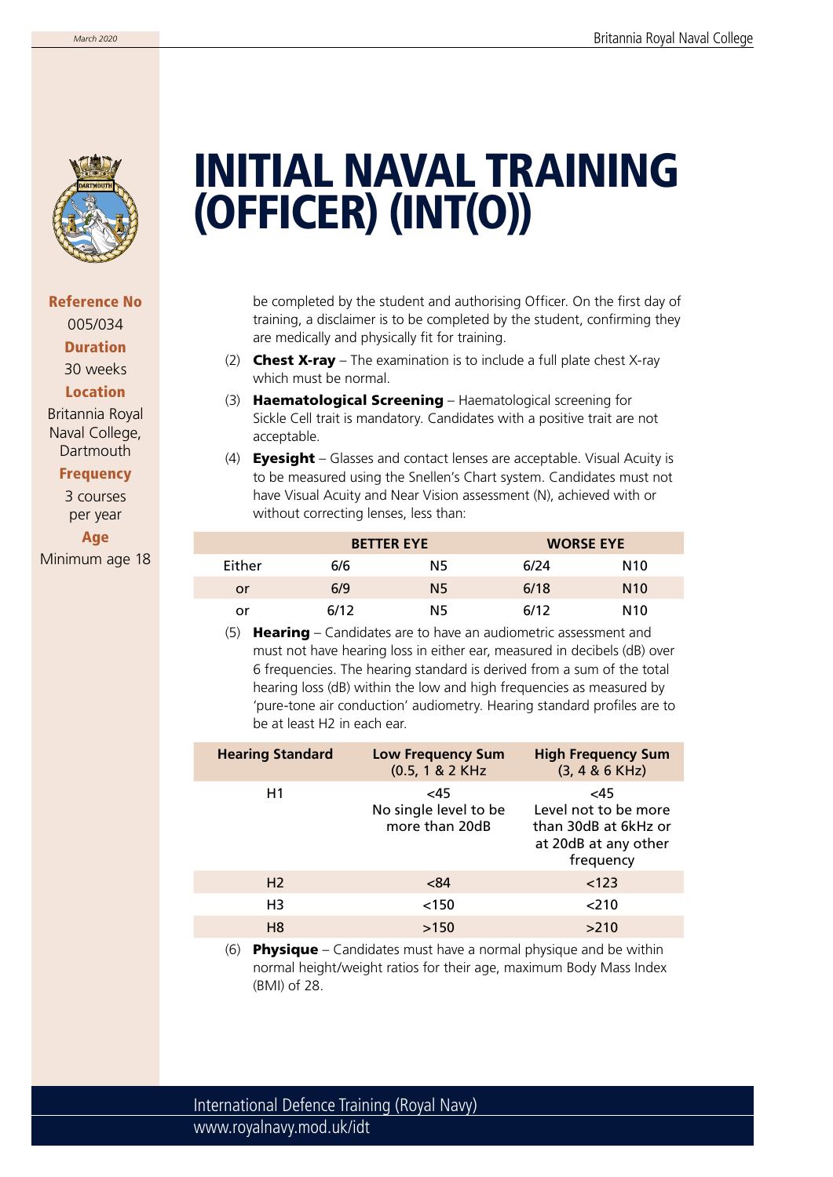# INITIAL NAVAL TRAINING (OFFICER) (INT(O))

**Reference No**
005/034

**Duration**
30 weeks

**Location**
Britannia Royal Naval College, Dartmouth

**Frequency**
3 courses per year

**Age**
Minimum age 18

be completed by the student and authorising Officer. On the first day of training, a disclaimer is to be completed by the student, confirming they are medically and physically fit for training.

(2) **Chest X-ray** – The examination is to include a full plate chest X-ray which must be normal.

(3) **Haematological Screening** – Haematological screening for Sickle Cell trait is mandatory. Candidates with a positive trait are not acceptable.

(4) **Eyesight** – Glasses and contact lenses are acceptable. Visual Acuity is to be measured using the Snellen's Chart system. Candidates must not have Visual Acuity and Near Vision assessment (N), achieved with or without correcting lenses, less than:

| | BETTER EYE | | WORSE EYE | |
|---|---|---|---|---|
| Either | 6/6 | N5 | 6/24 | N10 |
| or | 6/9 | N5 | 6/18 | N10 |
| or | 6/12 | N5 | 6/12 | N10 |

(5) **Hearing** – Candidates are to have an audiometric assessment and must not have hearing loss in either ear, measured in decibels (dB) over 6 frequencies. The hearing standard is derived from a sum of the total hearing loss (dB) within the low and high frequencies as measured by 'pure-tone air conduction' audiometry. Hearing standard profiles are to be at least H2 in each ear.

| Hearing Standard | Low Frequency Sum (0.5, 1 & 2 KHz | High Frequency Sum (3, 4 & 6 KHz) |
|---|---|---|
| H1 | <45 No single level to be more than 20dB | <45 Level not to be more than 30dB at 6kHz or at 20dB at any other frequency |
| H2 | <84 | <123 |
| H3 | <150 | <210 |
| H8 | >150 | >210 |

(6) **Physique** – Candidates must have a normal physique and be within normal height/weight ratios for their age, maximum Body Mass Index (BMI) of 28.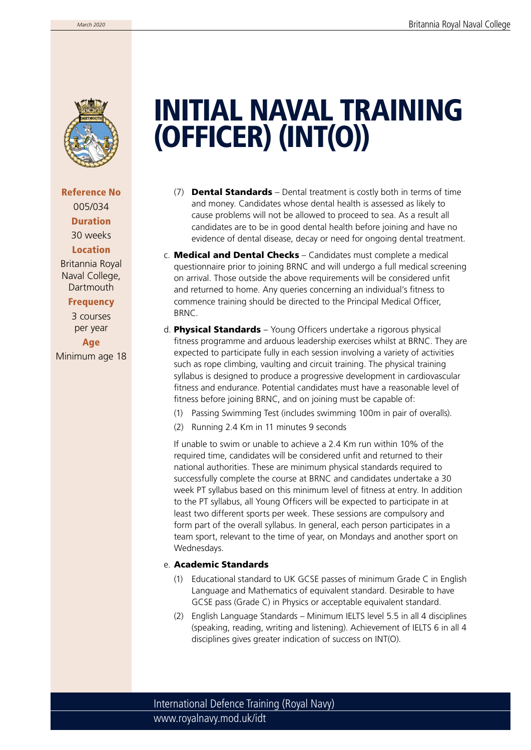# INITIAL NAVAL TRAINING (OFFICER) (INT(O))

**Reference No**
005/034

**Duration**
30 weeks

**Location**
Britannia Royal Naval College, Dartmouth

**Frequency**
3 courses per year

**Age**
Minimum age 18

(7) **Dental Standards** – Dental treatment is costly both in terms of time and money. Candidates whose dental health is assessed as likely to cause problems will not be allowed to proceed to sea. As a result all candidates are to be in good dental health before joining and have no evidence of dental disease, decay or need for ongoing dental treatment.

c. **Medical and Dental Checks** – Candidates must complete a medical questionnaire prior to joining BRNC and will undergo a full medical screening on arrival. Those outside the above requirements will be considered unfit and returned to home. Any queries concerning an individual's fitness to commence training should be directed to the Principal Medical Officer, BRNC.

d. **Physical Standards** – Young Officers undertake a rigorous physical fitness programme and arduous leadership exercises whilst at BRNC. They are expected to participate fully in each session involving a variety of activities such as rope climbing, vaulting and circuit training. The physical training syllabus is designed to produce a progressive development in cardiovascular fitness and endurance. Potential candidates must have a reasonable level of fitness before joining BRNC, and on joining must be capable of:

(1) Passing Swimming Test (includes swimming 100m in pair of overalls).

(2) Running 2.4 Km in 11 minutes 9 seconds

If unable to swim or unable to achieve a 2.4 Km run within 10% of the required time, candidates will be considered unfit and returned to their national authorities. These are minimum physical standards required to successfully complete the course at BRNC and candidates undertake a 30 week PT syllabus based on this minimum level of fitness at entry. In addition to the PT syllabus, all Young Officers will be expected to participate in at least two different sports per week. These sessions are compulsory and form part of the overall syllabus. In general, each person participates in a team sport, relevant to the time of year, on Mondays and another sport on Wednesdays.

e. **Academic Standards**

(1) Educational standard to UK GCSE passes of minimum Grade C in English Language and Mathematics of equivalent standard. Desirable to have GCSE pass (Grade C) in Physics or acceptable equivalent standard.

(2) English Language Standards – Minimum IELTS level 5.5 in all 4 disciplines (speaking, reading, writing and listening). Achievement of IELTS 6 in all 4 disciplines gives greater indication of success on INT(O).